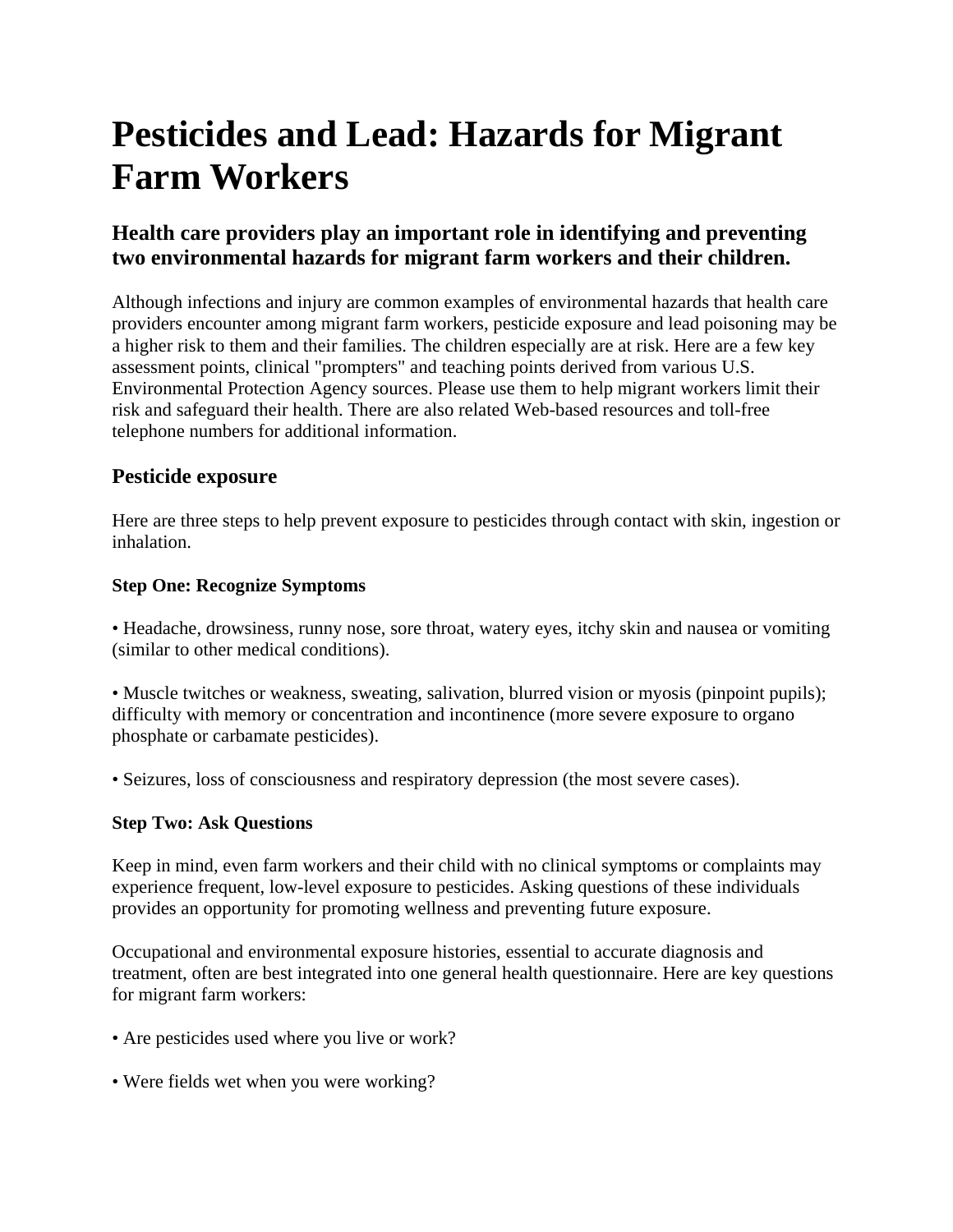# Pesticides and Lead: Hazards for Migrant Farm Workers

## Health care providers play an important role in identifying and preventing two environmental hazards for migrant farm workers and their children.

Although infections and injury are common examples of environmental hazards that health care providers encounter among migrant farm workers, pesticide exposure and lead poisoning may be a higher risk to them and their families. The children especially are at risk. Here are a few key assessment points, clinical "prompters" and teaching points derived from various U.S. Environmental Protection Agency sources. Please use them to help migrant workers limit their risk and safeguard their health. There are also related Web-based resources and toll-free telephone numbers for additional information.

### Pesticide exposure

Here are three steps to help prevent exposure to pesticides through contact with skin, ingestion or inhalation.

**Step One: Recognize Symptoms**

• Headache, drowsiness, runny nose, sore throat, watery eyes, itchy skin and nausea or vomiting (similar to other medical conditions).

• Muscle twitches or weakness, sweating, salivation, blurred vision or myosis (pinpoint pupils); difficulty with memory or concentration and incontinence (more severe exposure to organo phosphate or carbamate pesticides).

• Seizures, loss of consciousness and respiratory depression (the most severe cases).

**Step Two: Ask Questions**

Keep in mind, even farm workers and their child with no clinical symptoms or complaints may experience frequent, low-level exposure to pesticides. Asking questions of these individuals provides an opportunity for promoting wellness and preventing future exposure.

Occupational and environmental exposure histories, essential to accurate diagnosis and treatment, often are best integrated into one general health questionnaire. Here are key questions for migrant farm workers:

• Are pesticides used where you live or work?

• Were fields wet when you were working?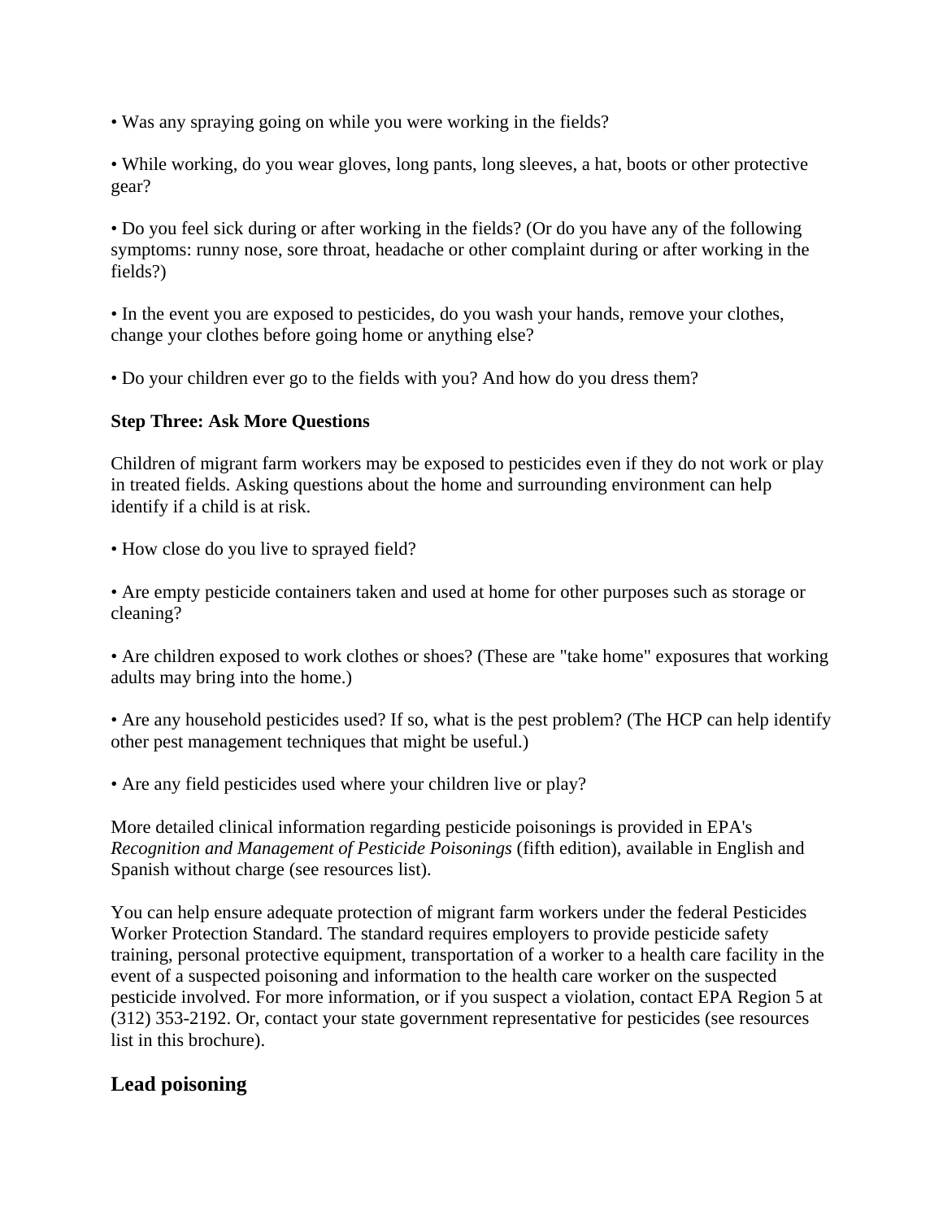- Was any spraying going on while you were working in the fields?

- While working, do you wear gloves, long pants, long sleeves, a hat, boots or other protective gear?

- Do you feel sick during or after working in the fields? (Or do you have any of the following symptoms: runny nose, sore throat, headache or other complaint during or after working in the fields?)

- In the event you are exposed to pesticides, do you wash your hands, remove your clothes, change your clothes before going home or anything else?

- Do your children ever go to the fields with you? And how do you dress them?

**Step Three: Ask More Questions**

Children of migrant farm workers may be exposed to pesticides even if they do not work or play in treated fields. Asking questions about the home and surrounding environment can help identify if a child is at risk.

- How close do you live to sprayed field?

- Are empty pesticide containers taken and used at home for other purposes such as storage or cleaning?

- Are children exposed to work clothes or shoes? (These are "take home" exposures that working adults may bring into the home.)

- Are any household pesticides used? If so, what is the pest problem? (The HCP can help identify other pest management techniques that might be useful.)

- Are any field pesticides used where your children live or play?

More detailed clinical information regarding pesticide poisonings is provided in EPA's *Recognition and Management of Pesticide Poisonings* (fifth edition), available in English and Spanish without charge (see resources list).

You can help ensure adequate protection of migrant farm workers under the federal Pesticides Worker Protection Standard. The standard requires employers to provide pesticide safety training, personal protective equipment, transportation of a worker to a health care facility in the event of a suspected poisoning and information to the health care worker on the suspected pesticide involved. For more information, or if you suspect a violation, contact EPA Region 5 at (312) 353-2192. Or, contact your state government representative for pesticides (see resources list in this brochure).

## Lead poisoning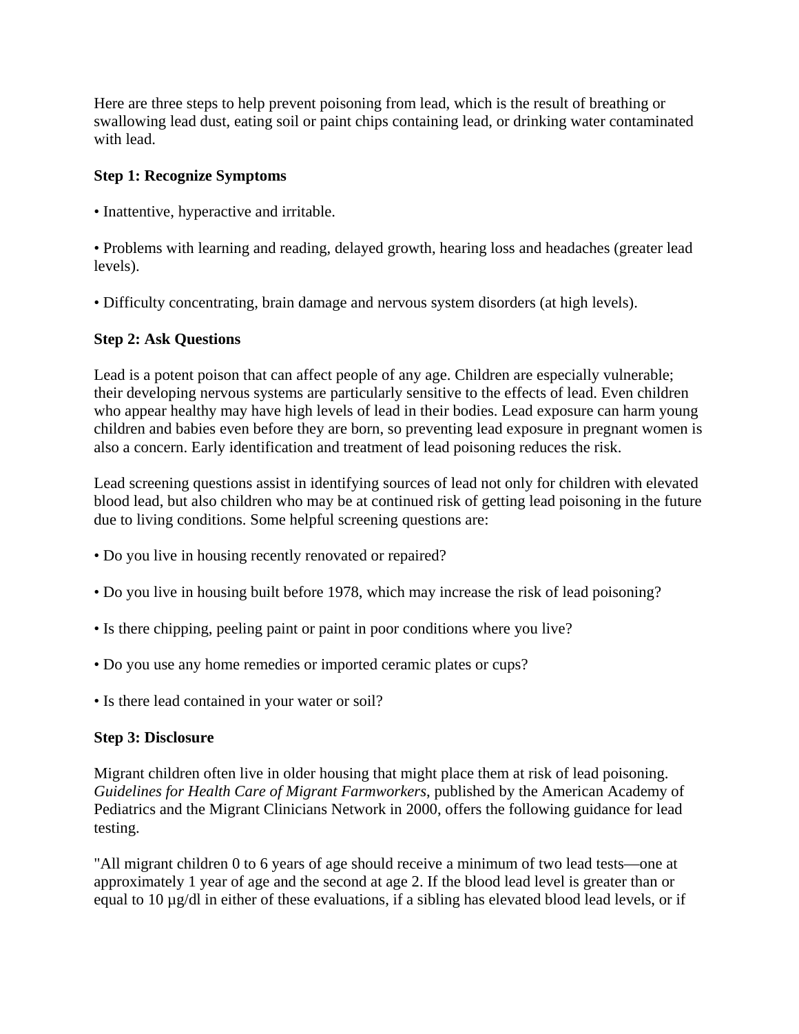Here are three steps to help prevent poisoning from lead, which is the result of breathing or swallowing lead dust, eating soil or paint chips containing lead, or drinking water contaminated with lead.

**Step 1: Recognize Symptoms**

• Inattentive, hyperactive and irritable.

• Problems with learning and reading, delayed growth, hearing loss and headaches (greater lead levels).

• Difficulty concentrating, brain damage and nervous system disorders (at high levels).

**Step 2: Ask Questions**

Lead is a potent poison that can affect people of any age. Children are especially vulnerable; their developing nervous systems are particularly sensitive to the effects of lead. Even children who appear healthy may have high levels of lead in their bodies. Lead exposure can harm young children and babies even before they are born, so preventing lead exposure in pregnant women is also a concern. Early identification and treatment of lead poisoning reduces the risk.

Lead screening questions assist in identifying sources of lead not only for children with elevated blood lead, but also children who may be at continued risk of getting lead poisoning in the future due to living conditions. Some helpful screening questions are:

• Do you live in housing recently renovated or repaired?

• Do you live in housing built before 1978, which may increase the risk of lead poisoning?

• Is there chipping, peeling paint or paint in poor conditions where you live?

• Do you use any home remedies or imported ceramic plates or cups?

• Is there lead contained in your water or soil?

**Step 3: Disclosure**

Migrant children often live in older housing that might place them at risk of lead poisoning. *Guidelines for Health Care of Migrant Farmworkers*, published by the American Academy of Pediatrics and the Migrant Clinicians Network in 2000, offers the following guidance for lead testing.

"All migrant children 0 to 6 years of age should receive a minimum of two lead tests—one at approximately 1 year of age and the second at age 2. If the blood lead level is greater than or equal to 10 µg/dl in either of these evaluations, if a sibling has elevated blood lead levels, or if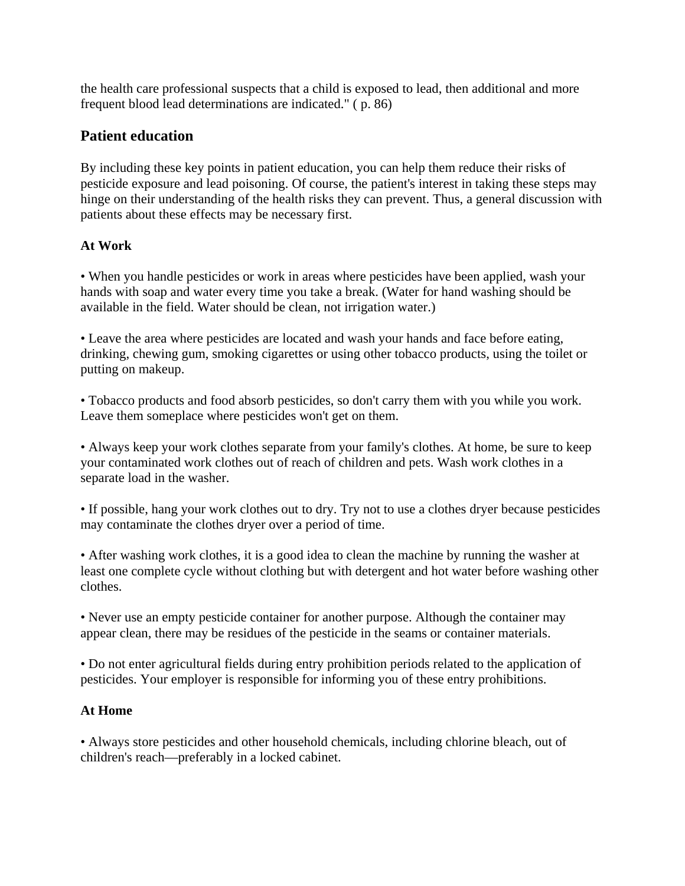the health care professional suspects that a child is exposed to lead, then additional and more frequent blood lead determinations are indicated." ( p. 86)

## Patient education

By including these key points in patient education, you can help them reduce their risks of pesticide exposure and lead poisoning. Of course, the patient's interest in taking these steps may hinge on their understanding of the health risks they can prevent. Thus, a general discussion with patients about these effects may be necessary first.

### At Work

• When you handle pesticides or work in areas where pesticides have been applied, wash your hands with soap and water every time you take a break. (Water for hand washing should be available in the field. Water should be clean, not irrigation water.)

• Leave the area where pesticides are located and wash your hands and face before eating, drinking, chewing gum, smoking cigarettes or using other tobacco products, using the toilet or putting on makeup.

• Tobacco products and food absorb pesticides, so don't carry them with you while you work. Leave them someplace where pesticides won't get on them.

• Always keep your work clothes separate from your family's clothes. At home, be sure to keep your contaminated work clothes out of reach of children and pets. Wash work clothes in a separate load in the washer.

• If possible, hang your work clothes out to dry. Try not to use a clothes dryer because pesticides may contaminate the clothes dryer over a period of time.

• After washing work clothes, it is a good idea to clean the machine by running the washer at least one complete cycle without clothing but with detergent and hot water before washing other clothes.

• Never use an empty pesticide container for another purpose. Although the container may appear clean, there may be residues of the pesticide in the seams or container materials.

• Do not enter agricultural fields during entry prohibition periods related to the application of pesticides. Your employer is responsible for informing you of these entry prohibitions.

### At Home

• Always store pesticides and other household chemicals, including chlorine bleach, out of children's reach—preferably in a locked cabinet.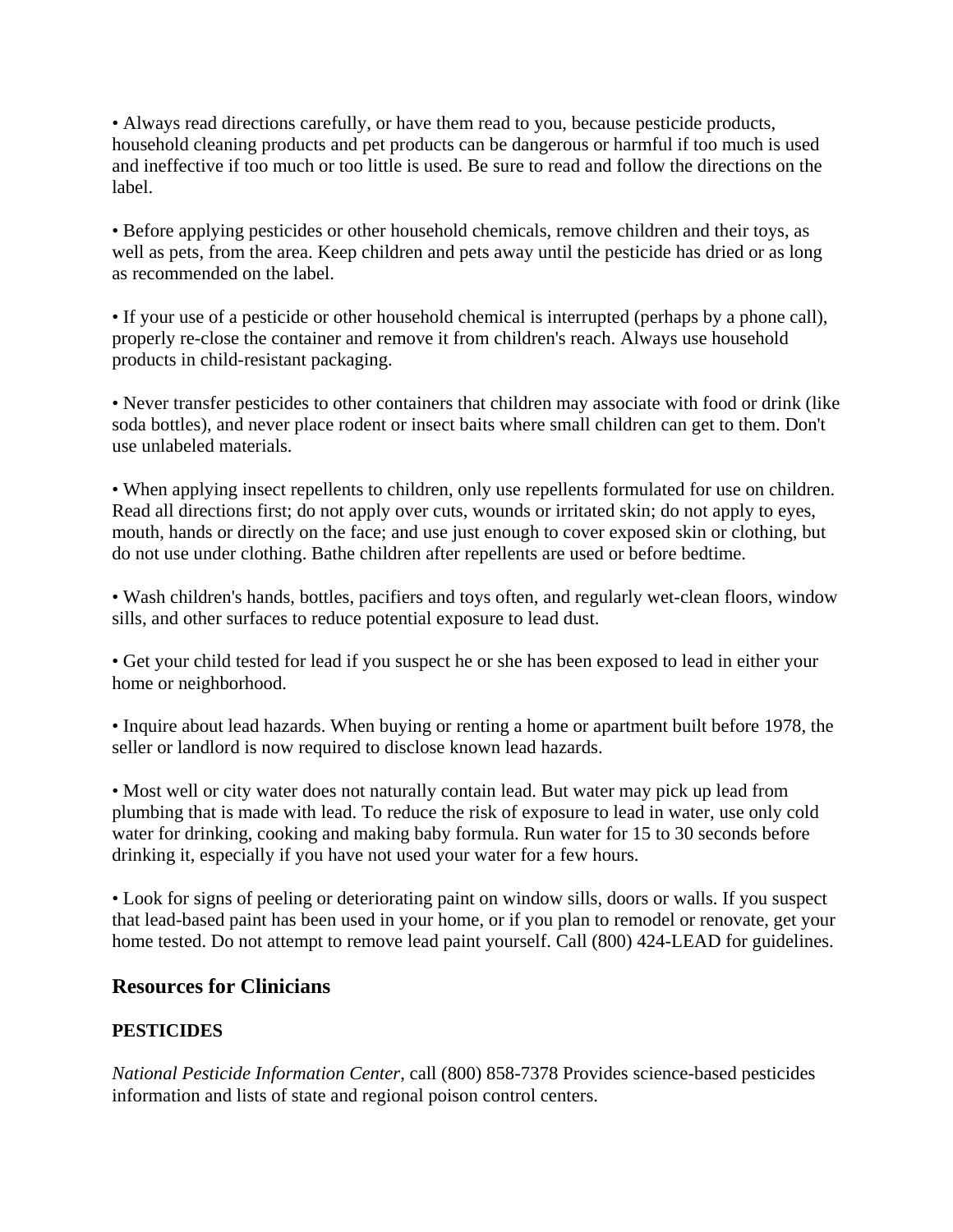• Always read directions carefully, or have them read to you, because pesticide products, household cleaning products and pet products can be dangerous or harmful if too much is used and ineffective if too much or too little is used. Be sure to read and follow the directions on the label.

• Before applying pesticides or other household chemicals, remove children and their toys, as well as pets, from the area. Keep children and pets away until the pesticide has dried or as long as recommended on the label.

• If your use of a pesticide or other household chemical is interrupted (perhaps by a phone call), properly re-close the container and remove it from children's reach. Always use household products in child-resistant packaging.

• Never transfer pesticides to other containers that children may associate with food or drink (like soda bottles), and never place rodent or insect baits where small children can get to them. Don't use unlabeled materials.

• When applying insect repellents to children, only use repellents formulated for use on children. Read all directions first; do not apply over cuts, wounds or irritated skin; do not apply to eyes, mouth, hands or directly on the face; and use just enough to cover exposed skin or clothing, but do not use under clothing. Bathe children after repellents are used or before bedtime.

• Wash children's hands, bottles, pacifiers and toys often, and regularly wet-clean floors, window sills, and other surfaces to reduce potential exposure to lead dust.

• Get your child tested for lead if you suspect he or she has been exposed to lead in either your home or neighborhood.

• Inquire about lead hazards. When buying or renting a home or apartment built before 1978, the seller or landlord is now required to disclose known lead hazards.

• Most well or city water does not naturally contain lead. But water may pick up lead from plumbing that is made with lead. To reduce the risk of exposure to lead in water, use only cold water for drinking, cooking and making baby formula. Run water for 15 to 30 seconds before drinking it, especially if you have not used your water for a few hours.

• Look for signs of peeling or deteriorating paint on window sills, doors or walls. If you suspect that lead-based paint has been used in your home, or if you plan to remodel or renovate, get your home tested. Do not attempt to remove lead paint yourself. Call (800) 424-LEAD for guidelines.

## Resources for Clinicians

**PESTICIDES**

*National Pesticide Information Center*, call (800) 858-7378 Provides science-based pesticides information and lists of state and regional poison control centers.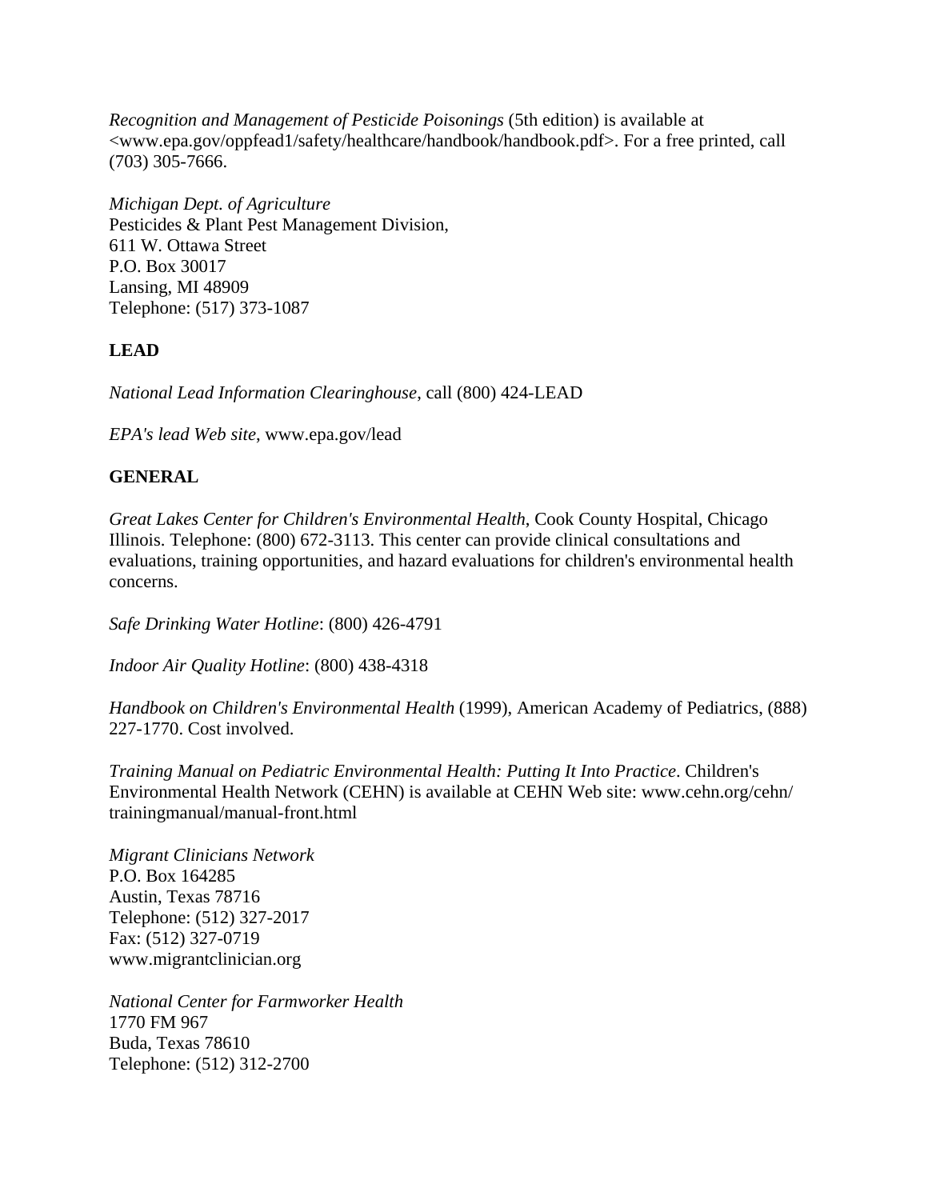*Recognition and Management of Pesticide Poisonings* (5th edition) is available at <www.epa.gov/oppfead1/safety/healthcare/handbook/handbook.pdf>. For a free printed, call (703) 305-7666.

*Michigan Dept. of Agriculture*
Pesticides & Plant Pest Management Division,
611 W. Ottawa Street
P.O. Box 30017
Lansing, MI 48909
Telephone: (517) 373-1087

**LEAD**

*National Lead Information Clearinghouse*, call (800) 424-LEAD

*EPA's lead Web site*, www.epa.gov/lead

**GENERAL**

*Great Lakes Center for Children's Environmental Health*, Cook County Hospital, Chicago Illinois. Telephone: (800) 672-3113. This center can provide clinical consultations and evaluations, training opportunities, and hazard evaluations for children's environmental health concerns.

*Safe Drinking Water Hotline*: (800) 426-4791

*Indoor Air Quality Hotline*: (800) 438-4318

*Handbook on Children's Environmental Health* (1999), American Academy of Pediatrics, (888) 227-1770. Cost involved.

*Training Manual on Pediatric Environmental Health: Putting It Into Practice*. Children's Environmental Health Network (CEHN) is available at CEHN Web site: www.cehn.org/cehn/trainingmanual/manual-front.html

*Migrant Clinicians Network*
P.O. Box 164285
Austin, Texas 78716
Telephone: (512) 327-2017
Fax: (512) 327-0719
www.migrantclinician.org

*National Center for Farmworker Health*
1770 FM 967
Buda, Texas 78610
Telephone: (512) 312-2700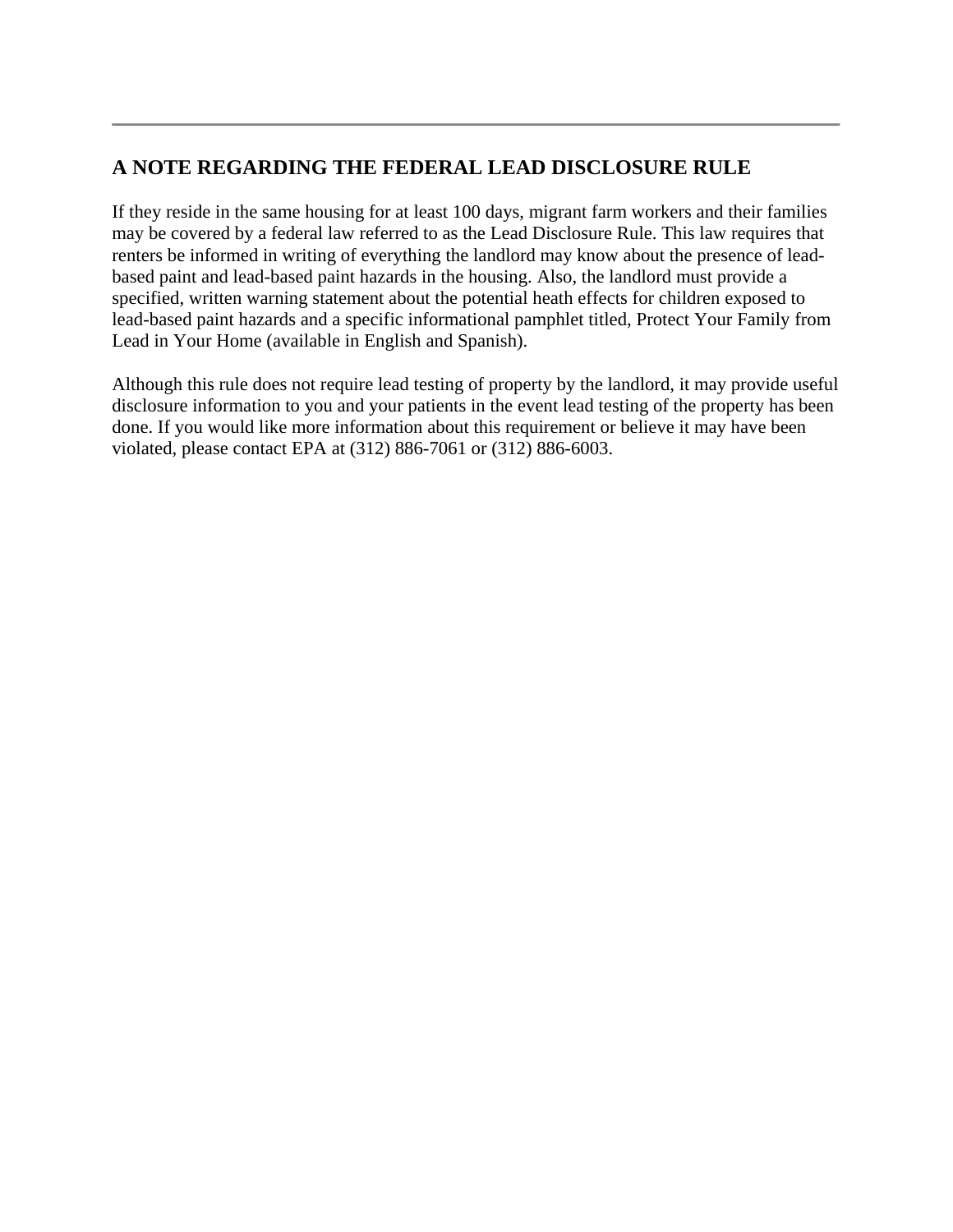## A NOTE REGARDING THE FEDERAL LEAD DISCLOSURE RULE

If they reside in the same housing for at least 100 days, migrant farm workers and their families may be covered by a federal law referred to as the Lead Disclosure Rule. This law requires that renters be informed in writing of everything the landlord may know about the presence of lead-based paint and lead-based paint hazards in the housing. Also, the landlord must provide a specified, written warning statement about the potential heath effects for children exposed to lead-based paint hazards and a specific informational pamphlet titled, Protect Your Family from Lead in Your Home (available in English and Spanish).

Although this rule does not require lead testing of property by the landlord, it may provide useful disclosure information to you and your patients in the event lead testing of the property has been done. If you would like more information about this requirement or believe it may have been violated, please contact EPA at (312) 886-7061 or (312) 886-6003.